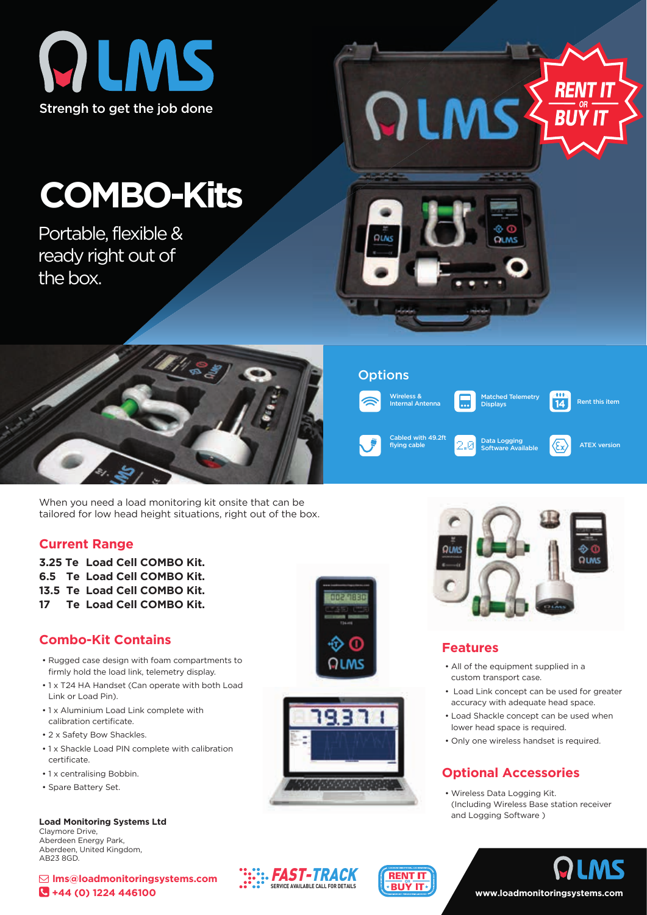# LMS

Strengh to get the job done

# COMBO-Kits

Portable, flexible & ready right out of the box.

RENT IT OR BUY IT

## Options

- Wireless & Internal Antenna
- Matched Telemetry Displays
- Rent this item
- Cabled with 49.2ft flying cable
- Data Logging Software Available
- ATEX version

When you need a load monitoring kit onsite that can be tailored for low head height situations, right out of the box.

## Current Range

**3.25 Te Load Cell COMBO Kit.**
**6.5 Te Load Cell COMBO Kit.**
**13.5 Te Load Cell COMBO Kit.**
**17 Te Load Cell COMBO Kit.**

## Combo-Kit Contains

- Rugged case design with foam compartments to firmly hold the load link, telemetry display.
- 1 x T24 HA Handset (Can operate with both Load Link or Load Pin).
- 1 x Aluminium Load Link complete with calibration certificate.
- 2 x Safety Bow Shackles.
- 1 x Shackle Load PIN complete with calibration certificate.
- 1 x centralising Bobbin.
- Spare Battery Set.

## Features

- All of the equipment supplied in a custom transport case.
- Load Link concept can be used for greater accuracy with adequate head space.
- Load Shackle concept can be used when lower head space is required.
- Only one wireless handset is required.

## Optional Accessories

- Wireless Data Logging Kit. (Including Wireless Base station receiver and Logging Software )

**Load Monitoring Systems Ltd**
Claymore Drive,
Aberdeen Energy Park,
Aberdeen, United Kingdom,
AB23 8GD.

**lms@loadmonitoringsystems.com**
**+44 (0) 1224 446100**

FAST-TRACK SERVICE AVAILABLE CALL FOR DETAILS

RENT IT OR BUY IT

**www.loadmonitoringsystems.com**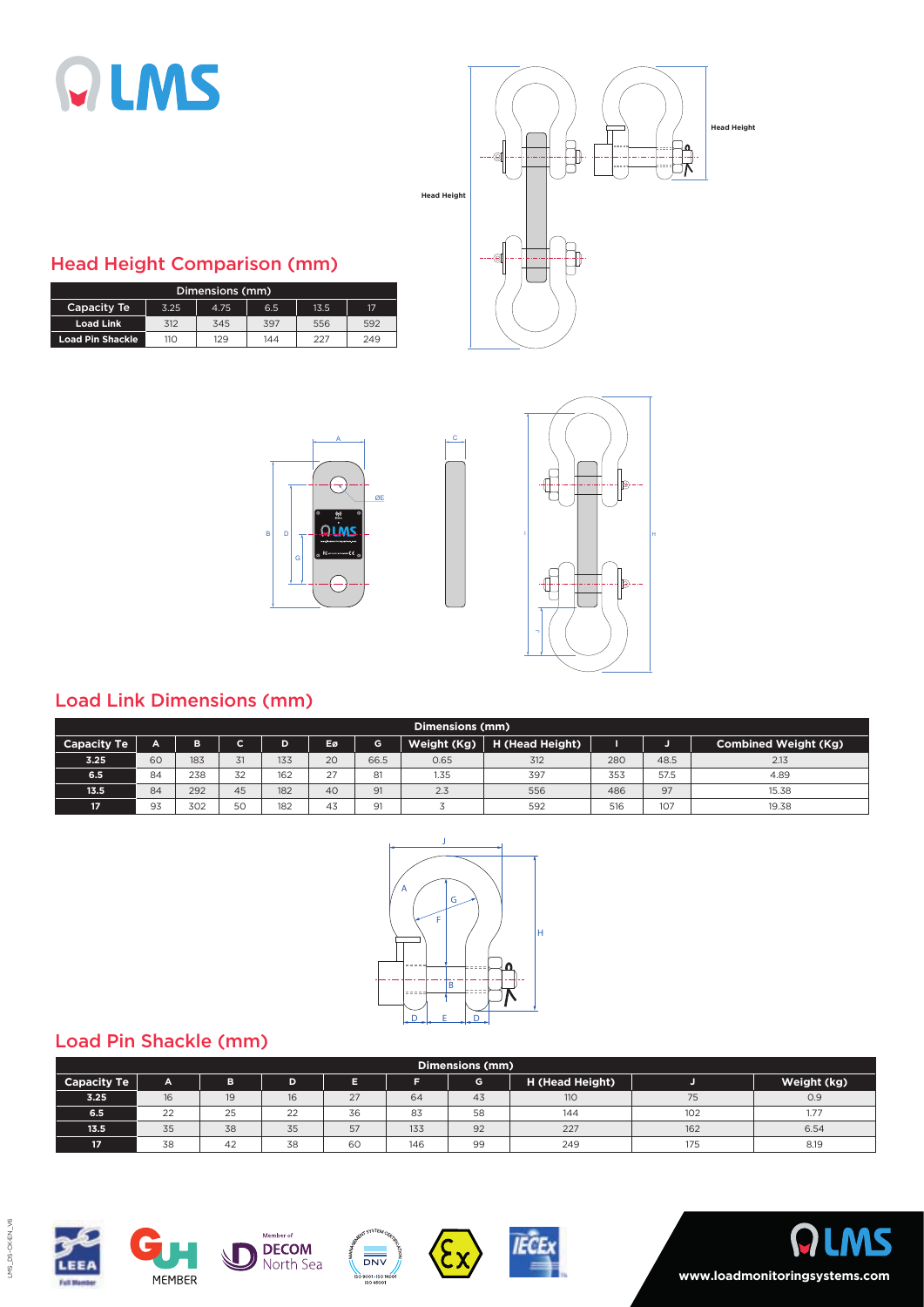## Head Height Comparison (mm)

| Dimensions (mm) | | | | | |
|---|---|---|---|---|---|
| Capacity Te | 3.25 | 4.75 | 6.5 | 13.5 | 17 |
| Load Link | 312 | 345 | 397 | 556 | 592 |
| Load Pin Shackle | 110 | 129 | 144 | 227 | 249 |

Head Height

Head Height

A

C

ØE

B

D

G

I

H

J

## Load Link Dimensions (mm)

| Dimensions (mm) | | | | | | | | | | |
|---|---|---|---|---|---|---|---|---|---|---|
| Capacity Te | A | B | C | D | Eø | G | Weight (Kg) | H (Head Height) | I | J | Combined Weight (Kg) |
| 3.25 | 60 | 183 | 31 | 133 | 20 | 66.5 | 0.65 | 312 | 280 | 48.5 | 2.13 |
| 6.5 | 84 | 238 | 32 | 162 | 27 | 81 | 1.35 | 397 | 353 | 57.5 | 4.89 |
| 13.5 | 84 | 292 | 45 | 182 | 40 | 91 | 2.3 | 556 | 486 | 97 | 15.38 |
| 17 | 93 | 302 | 50 | 182 | 43 | 91 | 3 | 592 | 516 | 107 | 19.38 |

J

A

G

F

H

B

D

E

D

## Load Pin Shackle (mm)

| Dimensions (mm) | | | | | | | | | |
|---|---|---|---|---|---|---|---|---|---|
| Capacity Te | A | B | D | E | F | G | H (Head Height) | J | Weight (kg) |
| 3.25 | 16 | 19 | 16 | 27 | 64 | 43 | 110 | 75 | 0.9 |
| 6.5 | 22 | 25 | 22 | 36 | 83 | 58 | 144 | 102 | 1.77 |
| 13.5 | 35 | 38 | 35 | 57 | 133 | 92 | 227 | 162 | 6.54 |
| 17 | 38 | 42 | 38 | 60 | 146 | 99 | 249 | 175 | 8.19 |

LMS_DS-CK-EN_V6

LEEA Full Member

GJH MEMBER

Member of DECOM North Sea

DNV ISO 9001 - ISO 14001 ISO 45001

www.loadmonitoringsystems.com